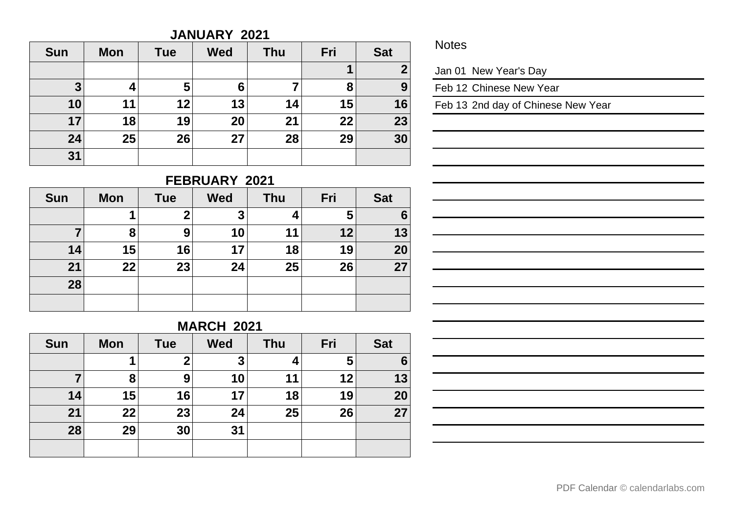## JANUARY 2021

| Sun | Mon | Tue | Wed | Thu | Fri | Sat |
|---|---|---|---|---|---|---|
| | | | | | 1 | 2 |
| 3 | 4 | 5 | 6 | 7 | 8 | 9 |
| 10 | 11 | 12 | 13 | 14 | 15 | 16 |
| 17 | 18 | 19 | 20 | 21 | 22 | 23 |
| 24 | 25 | 26 | 27 | 28 | 29 | 30 |
| 31 | | | | | | |

## FEBRUARY 2021

| Sun | Mon | Tue | Wed | Thu | Fri | Sat |
|---|---|---|---|---|---|---|
| | 1 | 2 | 3 | 4 | 5 | 6 |
| 7 | 8 | 9 | 10 | 11 | 12 | 13 |
| 14 | 15 | 16 | 17 | 18 | 19 | 20 |
| 21 | 22 | 23 | 24 | 25 | 26 | 27 |
| 28 | | | | | | |
| | | | | | | |

## MARCH 2021

| Sun | Mon | Tue | Wed | Thu | Fri | Sat |
|---|---|---|---|---|---|---|
| | 1 | 2 | 3 | 4 | 5 | 6 |
| 7 | 8 | 9 | 10 | 11 | 12 | 13 |
| 14 | 15 | 16 | 17 | 18 | 19 | 20 |
| 21 | 22 | 23 | 24 | 25 | 26 | 27 |
| 28 | 29 | 30 | 31 | | | |
| | | | | | | |

## Notes

Jan 01 New Year's Day

Feb 12 Chinese New Year

Feb 13 2nd day of Chinese New Year

PDF Calendar © calendarlabs.com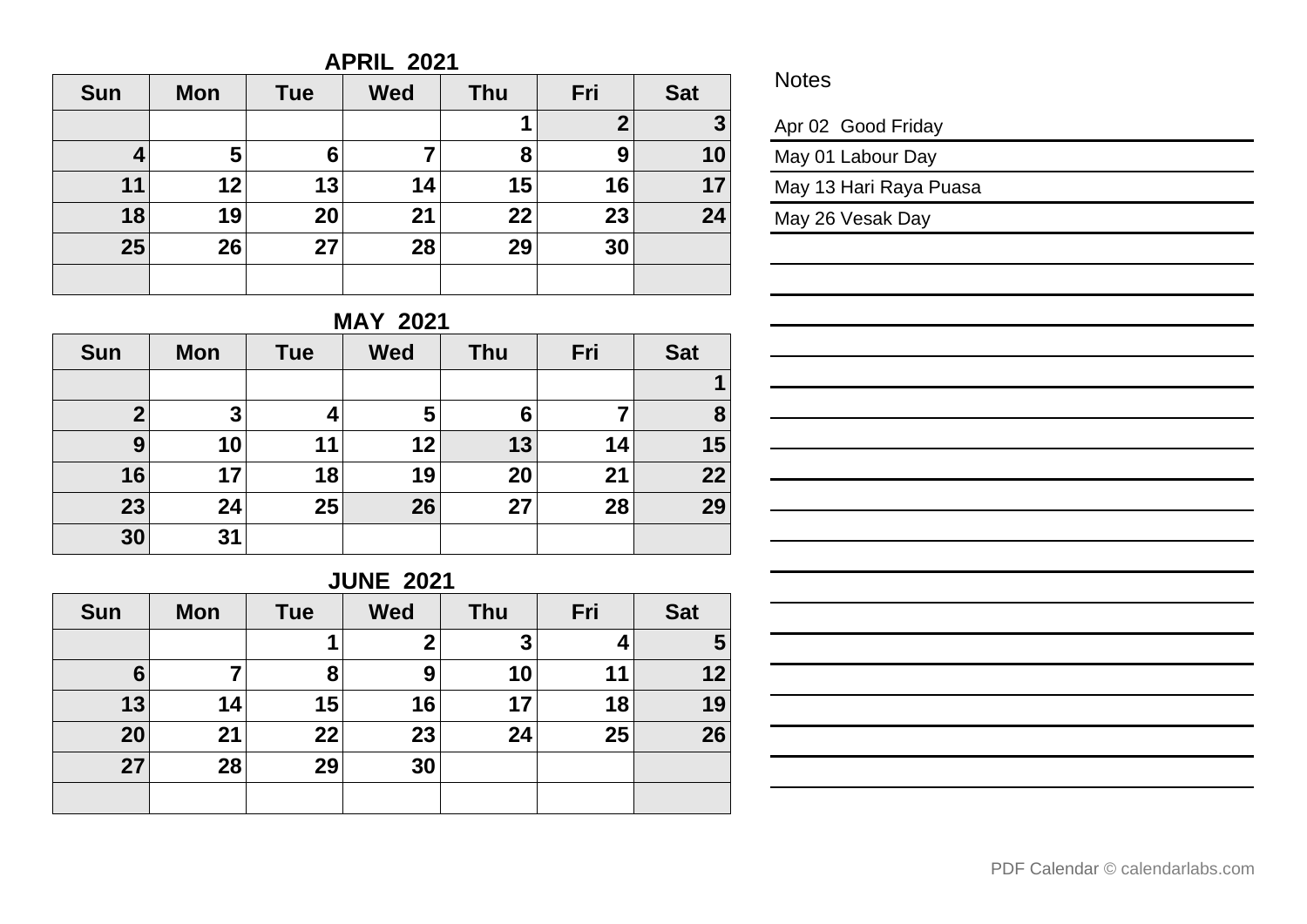## APRIL 2021

| Sun | Mon | Tue | Wed | Thu | Fri | Sat |
|---|---|---|---|---|---|---|
| | | | | 1 | 2 | 3 |
| 4 | 5 | 6 | 7 | 8 | 9 | 10 |
| 11 | 12 | 13 | 14 | 15 | 16 | 17 |
| 18 | 19 | 20 | 21 | 22 | 23 | 24 |
| 25 | 26 | 27 | 28 | 29 | 30 | |
| | | | | | | |

## MAY 2021

| Sun | Mon | Tue | Wed | Thu | Fri | Sat |
|---|---|---|---|---|---|---|
| | | | | | | 1 |
| 2 | 3 | 4 | 5 | 6 | 7 | 8 |
| 9 | 10 | 11 | 12 | 13 | 14 | 15 |
| 16 | 17 | 18 | 19 | 20 | 21 | 22 |
| 23 | 24 | 25 | 26 | 27 | 28 | 29 |
| 30 | 31 | | | | | |

## JUNE 2021

| Sun | Mon | Tue | Wed | Thu | Fri | Sat |
|---|---|---|---|---|---|---|
| | | 1 | 2 | 3 | 4 | 5 |
| 6 | 7 | 8 | 9 | 10 | 11 | 12 |
| 13 | 14 | 15 | 16 | 17 | 18 | 19 |
| 20 | 21 | 22 | 23 | 24 | 25 | 26 |
| 27 | 28 | 29 | 30 | | | |
| | | | | | | |

## Notes

Apr 02 Good Friday

May 01 Labour Day

May 13 Hari Raya Puasa

May 26 Vesak Day

PDF Calendar © calendarlabs.com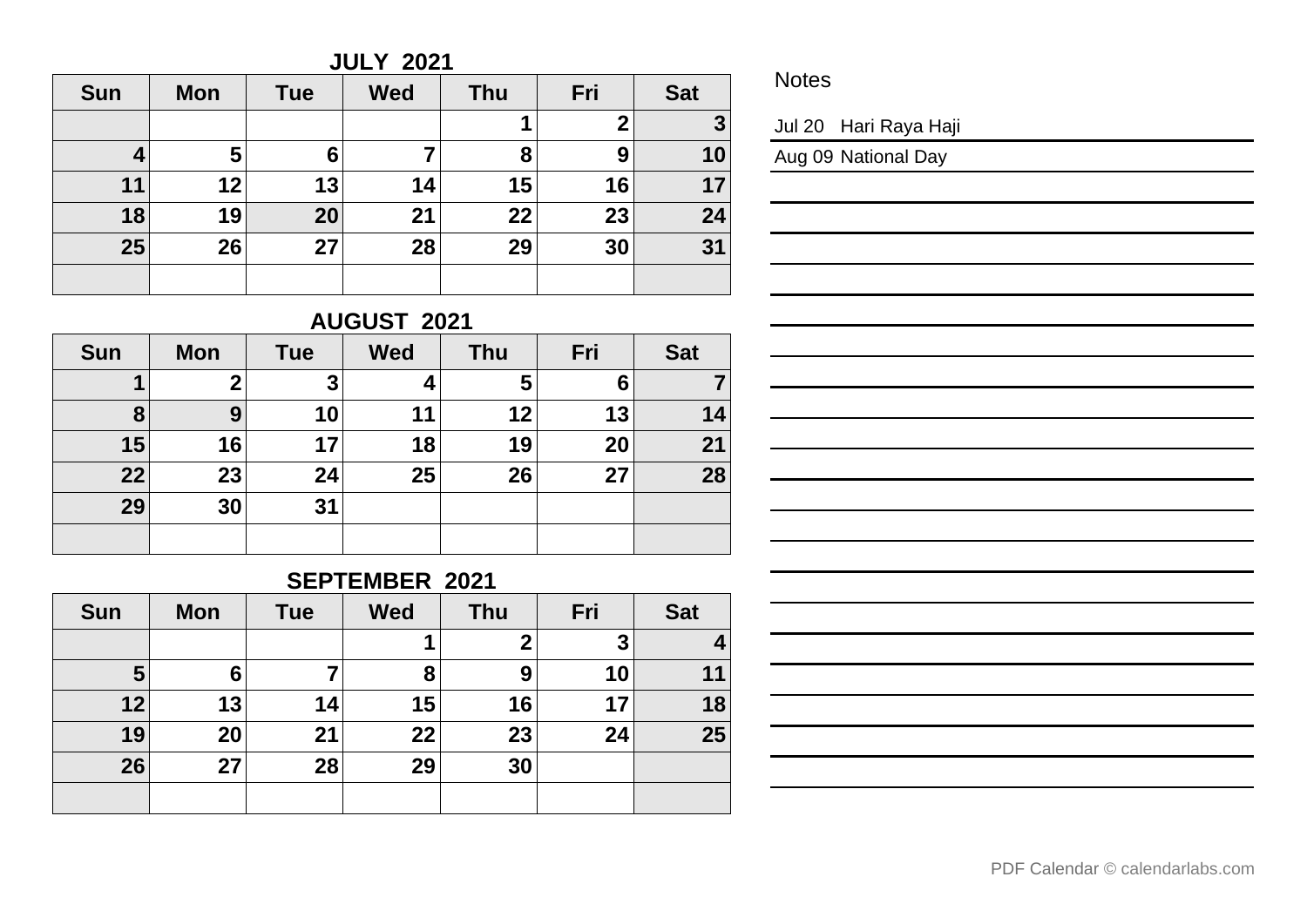## JULY 2021

| Sun | Mon | Tue | Wed | Thu | Fri | Sat |
|---|---|---|---|---|---|---|
| | | | | 1 | 2 | 3 |
| 4 | 5 | 6 | 7 | 8 | 9 | 10 |
| 11 | 12 | 13 | 14 | 15 | 16 | 17 |
| 18 | 19 | 20 | 21 | 22 | 23 | 24 |
| 25 | 26 | 27 | 28 | 29 | 30 | 31 |
| | | | | | | |

## AUGUST 2021

| Sun | Mon | Tue | Wed | Thu | Fri | Sat |
|---|---|---|---|---|---|---|
| 1 | 2 | 3 | 4 | 5 | 6 | 7 |
| 8 | 9 | 10 | 11 | 12 | 13 | 14 |
| 15 | 16 | 17 | 18 | 19 | 20 | 21 |
| 22 | 23 | 24 | 25 | 26 | 27 | 28 |
| 29 | 30 | 31 | | | | |
| | | | | | | |

## SEPTEMBER 2021

| Sun | Mon | Tue | Wed | Thu | Fri | Sat |
|---|---|---|---|---|---|---|
| | | | 1 | 2 | 3 | 4 |
| 5 | 6 | 7 | 8 | 9 | 10 | 11 |
| 12 | 13 | 14 | 15 | 16 | 17 | 18 |
| 19 | 20 | 21 | 22 | 23 | 24 | 25 |
| 26 | 27 | 28 | 29 | 30 | | |
| | | | | | | |

## Notes

Jul 20 Hari Raya Haji

Aug 09 National Day

PDF Calendar © calendarlabs.com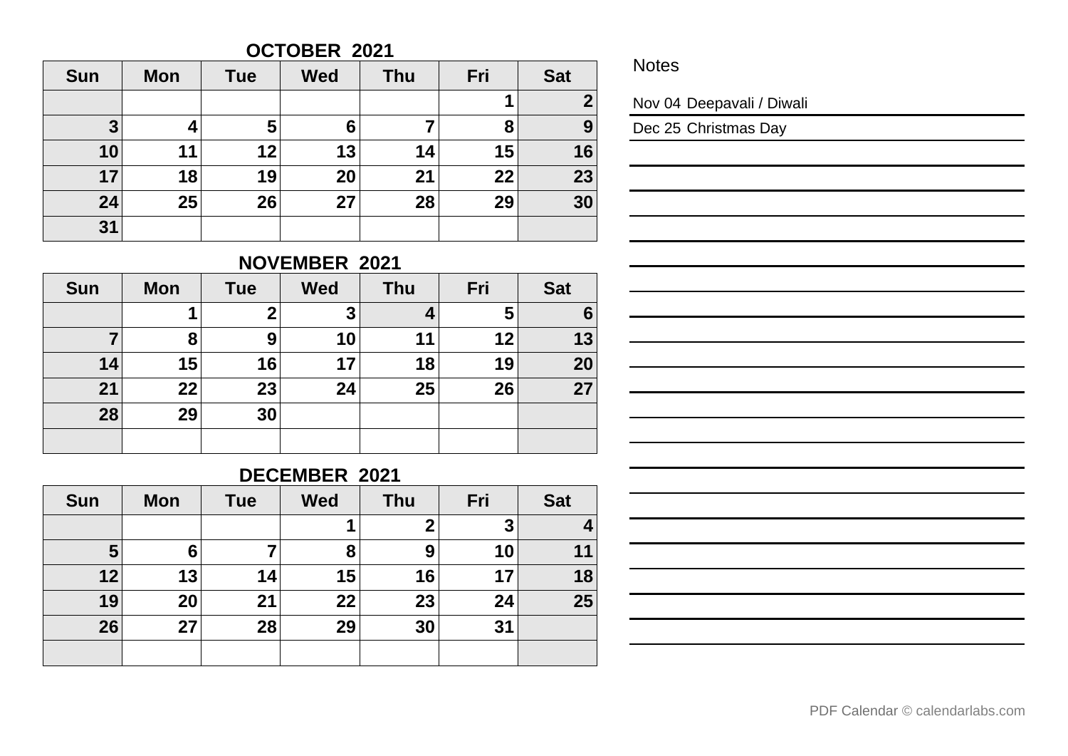## OCTOBER 2021

| Sun | Mon | Tue | Wed | Thu | Fri | Sat |
|---|---|---|---|---|---|---|
| | | | | | 1 | 2 |
| 3 | 4 | 5 | 6 | 7 | 8 | 9 |
| 10 | 11 | 12 | 13 | 14 | 15 | 16 |
| 17 | 18 | 19 | 20 | 21 | 22 | 23 |
| 24 | 25 | 26 | 27 | 28 | 29 | 30 |
| 31 | | | | | | |

## NOVEMBER 2021

| Sun | Mon | Tue | Wed | Thu | Fri | Sat |
|---|---|---|---|---|---|---|
| | 1 | 2 | 3 | 4 | 5 | 6 |
| 7 | 8 | 9 | 10 | 11 | 12 | 13 |
| 14 | 15 | 16 | 17 | 18 | 19 | 20 |
| 21 | 22 | 23 | 24 | 25 | 26 | 27 |
| 28 | 29 | 30 | | | | |
| | | | | | | |

## DECEMBER 2021

| Sun | Mon | Tue | Wed | Thu | Fri | Sat |
|---|---|---|---|---|---|---|
| | | | 1 | 2 | 3 | 4 |
| 5 | 6 | 7 | 8 | 9 | 10 | 11 |
| 12 | 13 | 14 | 15 | 16 | 17 | 18 |
| 19 | 20 | 21 | 22 | 23 | 24 | 25 |
| 26 | 27 | 28 | 29 | 30 | 31 | |
| | | | | | | |

### Notes

Nov 04 Deepavali / Diwali

Dec 25 Christmas Day

PDF Calendar © calendarlabs.com